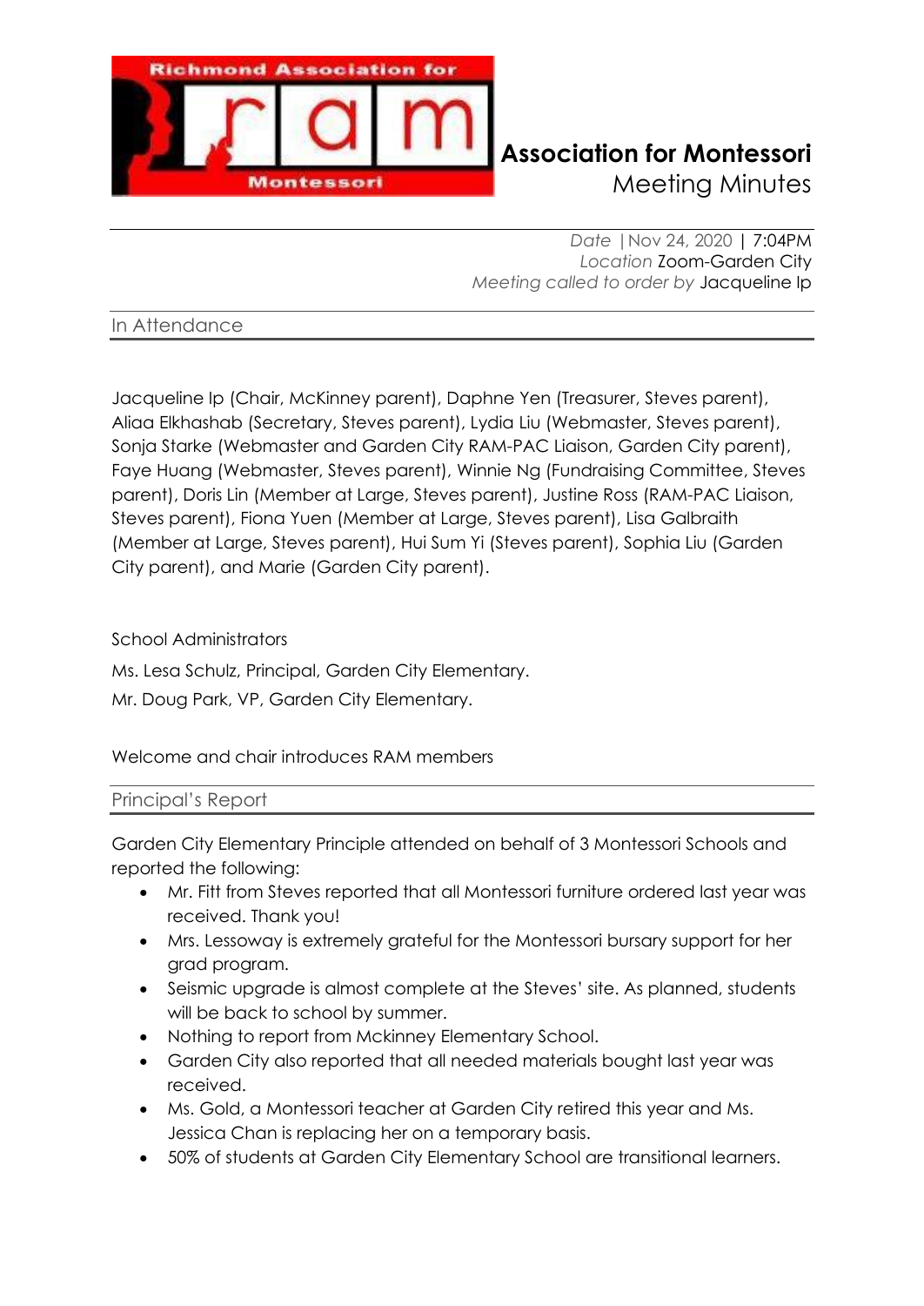# Association for Montessori
## Meeting Minutes

*Date* | Nov 24, 2020 | 7:04PM
*Location* Zoom-Garden City
*Meeting called to order by* Jacqueline Ip

### In Attendance

Jacqueline Ip (Chair, McKinney parent), Daphne Yen (Treasurer, Steves parent), Aliaa Elkhashab (Secretary, Steves parent), Lydia Liu (Webmaster, Steves parent), Sonja Starke (Webmaster and Garden City RAM-PAC Liaison, Garden City parent), Faye Huang (Webmaster, Steves parent), Winnie Ng (Fundraising Committee, Steves parent), Doris Lin (Member at Large, Steves parent), Justine Ross (RAM-PAC Liaison, Steves parent), Fiona Yuen (Member at Large, Steves parent), Lisa Galbraith (Member at Large, Steves parent), Hui Sum Yi (Steves parent), Sophia Liu (Garden City parent), and Marie (Garden City parent).

School Administrators

Ms. Lesa Schulz, Principal, Garden City Elementary.

Mr. Doug Park, VP, Garden City Elementary.

Welcome and chair introduces RAM members

### Principal's Report

Garden City Elementary Principle attended on behalf of 3 Montessori Schools and reported the following:

- Mr. Fitt from Steves reported that all Montessori furniture ordered last year was received. Thank you!
- Mrs. Lessoway is extremely grateful for the Montessori bursary support for her grad program.
- Seismic upgrade is almost complete at the Steves' site. As planned, students will be back to school by summer.
- Nothing to report from Mckinney Elementary School.
- Garden City also reported that all needed materials bought last year was received.
- Ms. Gold, a Montessori teacher at Garden City retired this year and Ms. Jessica Chan is replacing her on a temporary basis.
- 50% of students at Garden City Elementary School are transitional learners.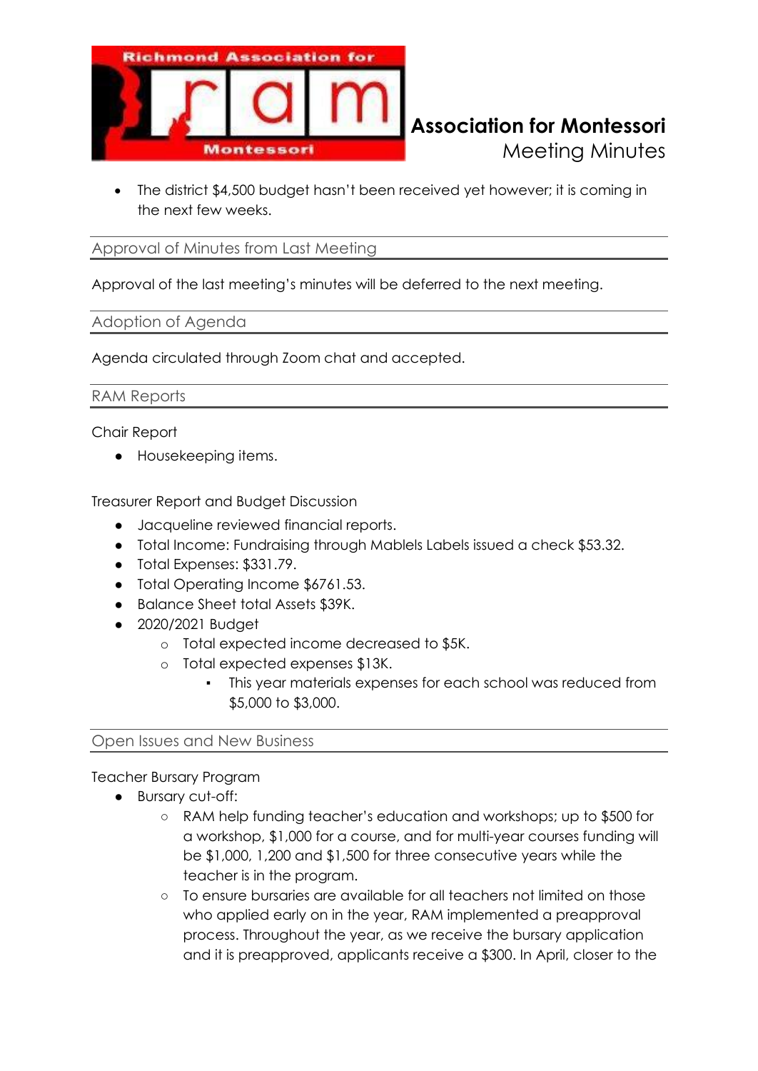- The district $4,500 budget hasn't been received yet however; it is coming in the next few weeks.

## Approval of Minutes from Last Meeting

Approval of the last meeting's minutes will be deferred to the next meeting.

## Adoption of Agenda

Agenda circulated through Zoom chat and accepted.

## RAM Reports

Chair Report

- Housekeeping items.

Treasurer Report and Budget Discussion

- Jacqueline reviewed financial reports.
- Total Income: Fundraising through Mablels Labels issued a check $53.32.
- Total Expenses: $331.79.
- Total Operating Income $6761.53.
- Balance Sheet total Assets $39K.
- 2020/2021 Budget
  - Total expected income decreased to $5K.
  - Total expected expenses $13K.
    - This year materials expenses for each school was reduced from $5,000 to $3,000.

## Open Issues and New Business

Teacher Bursary Program

- Bursary cut-off:
  - RAM help funding teacher's education and workshops; up to $500 for a workshop, $1,000 for a course, and for multi-year courses funding will be $1,000, 1,200 and $1,500 for three consecutive years while the teacher is in the program.
  - To ensure bursaries are available for all teachers not limited on those who applied early on in the year, RAM implemented a preapproval process. Throughout the year, as we receive the bursary application and it is preapproved, applicants receive a $300. In April, closer to the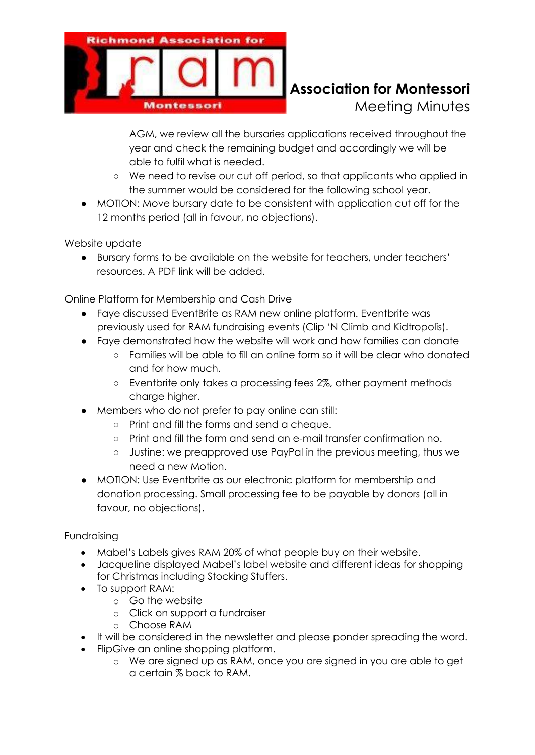AGM, we review all the bursaries applications received throughout the year and check the remaining budget and accordingly we will be able to fulfil what is needed.
    - We need to revise our cut off period, so that applicants who applied in the summer would be considered for the following school year.
- MOTION: Move bursary date to be consistent with application cut off for the 12 months period (all in favour, no objections).

Website update

- Bursary forms to be available on the website for teachers, under teachers' resources. A PDF link will be added.

Online Platform for Membership and Cash Drive

- Faye discussed EventBrite as RAM new online platform. Eventbrite was previously used for RAM fundraising events (Clip 'N Climb and Kidtropolis).
- Faye demonstrated how the website will work and how families can donate
    - Families will be able to fill an online form so it will be clear who donated and for how much.
    - Eventbrite only takes a processing fees 2%, other payment methods charge higher.
- Members who do not prefer to pay online can still:
    - Print and fill the forms and send a cheque.
    - Print and fill the form and send an e-mail transfer confirmation no.
    - Justine: we preapproved use PayPal in the previous meeting, thus we need a new Motion.
- MOTION: Use Eventbrite as our electronic platform for membership and donation processing. Small processing fee to be payable by donors (all in favour, no objections).

Fundraising

- Mabel's Labels gives RAM 20% of what people buy on their website.
- Jacqueline displayed Mabel's label website and different ideas for shopping for Christmas including Stocking Stuffers.
- To support RAM:
    - Go the website
    - Click on support a fundraiser
    - Choose RAM
- It will be considered in the newsletter and please ponder spreading the word.
- FlipGive an online shopping platform.
    - We are signed up as RAM, once you are signed in you are able to get a certain % back to RAM.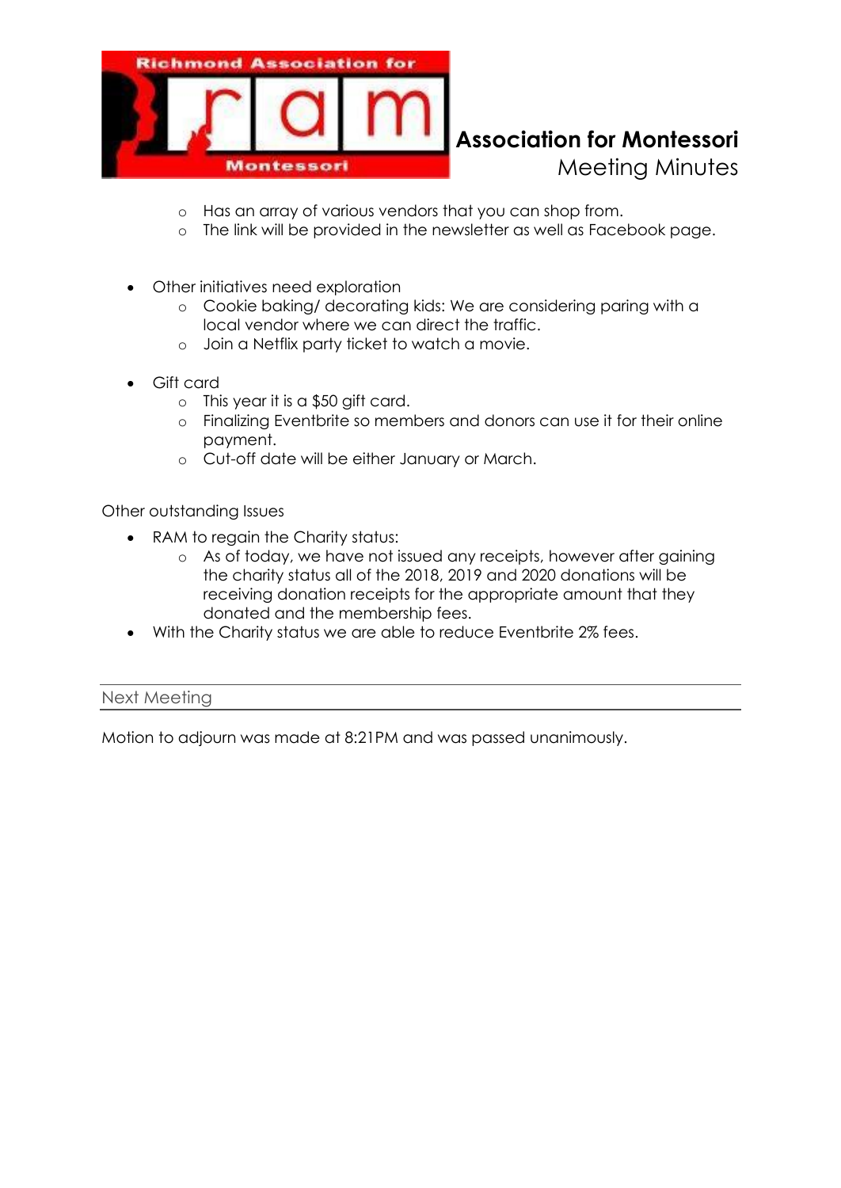- Has an array of various vendors that you can shop from.
    - The link will be provided in the newsletter as well as Facebook page.

- Other initiatives need exploration
    - Cookie baking/ decorating kids: We are considering paring with a local vendor where we can direct the traffic.
    - Join a Netflix party ticket to watch a movie.

- Gift card
    - This year it is a $50 gift card.
    - Finalizing Eventbrite so members and donors can use it for their online payment.
    - Cut-off date will be either January or March.

Other outstanding Issues

- RAM to regain the Charity status:
    - As of today, we have not issued any receipts, however after gaining the charity status all of the 2018, 2019 and 2020 donations will be receiving donation receipts for the appropriate amount that they donated and the membership fees.
- With the Charity status we are able to reduce Eventbrite 2% fees.

## Next Meeting

Motion to adjourn was made at 8:21PM and was passed unanimously.